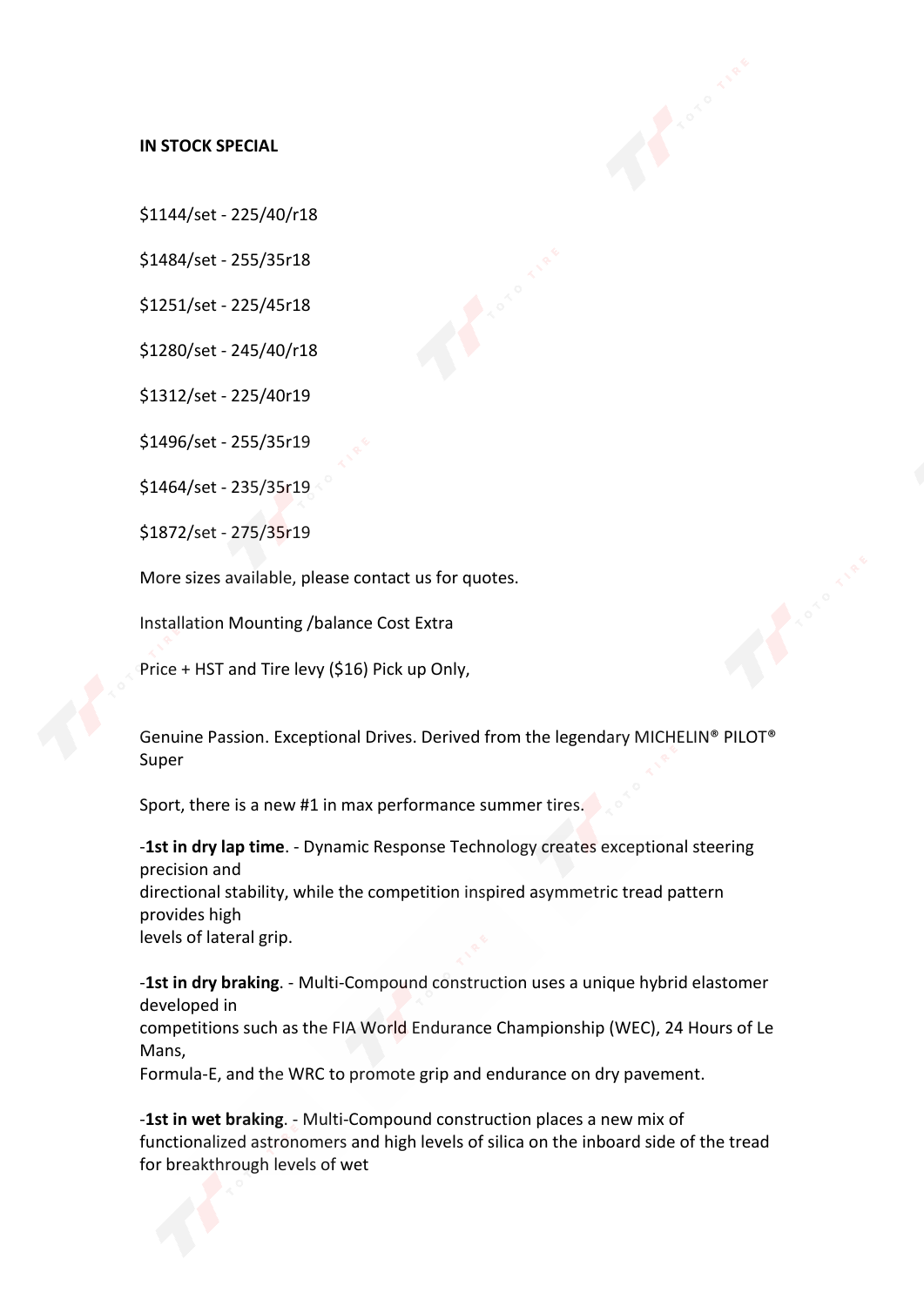**IN STOCK SPECIAL**

$1144/set - 225/40/r18

$1484/set - 255/35r18

$1251/set - 225/45r18

$1280/set - 245/40/r18

$1312/set - 225/40r19

$1496/set - 255/35r19

$1464/set - 235/35r19

$1872/set - 275/35r19

More sizes available, please contact us for quotes.

Installation Mounting /balance Cost Extra

Price + HST and Tire levy ($16) Pick up Only,

Genuine Passion. Exceptional Drives. Derived from the legendary MICHELIN® PILOT® Super

Sport, there is a new #1 in max performance summer tires.

-**1st in dry lap time**. - Dynamic Response Technology creates exceptional steering precision and
directional stability, while the competition inspired asymmetric tread pattern provides high
levels of lateral grip.

-**1st in dry braking**. - Multi-Compound construction uses a unique hybrid elastomer developed in
competitions such as the FIA World Endurance Championship (WEC), 24 Hours of Le Mans,
Formula-E, and the WRC to promote grip and endurance on dry pavement.

-**1st in wet braking**. - Multi-Compound construction places a new mix of
functionalized astronomers and high levels of silica on the inboard side of the tread
for breakthrough levels of wet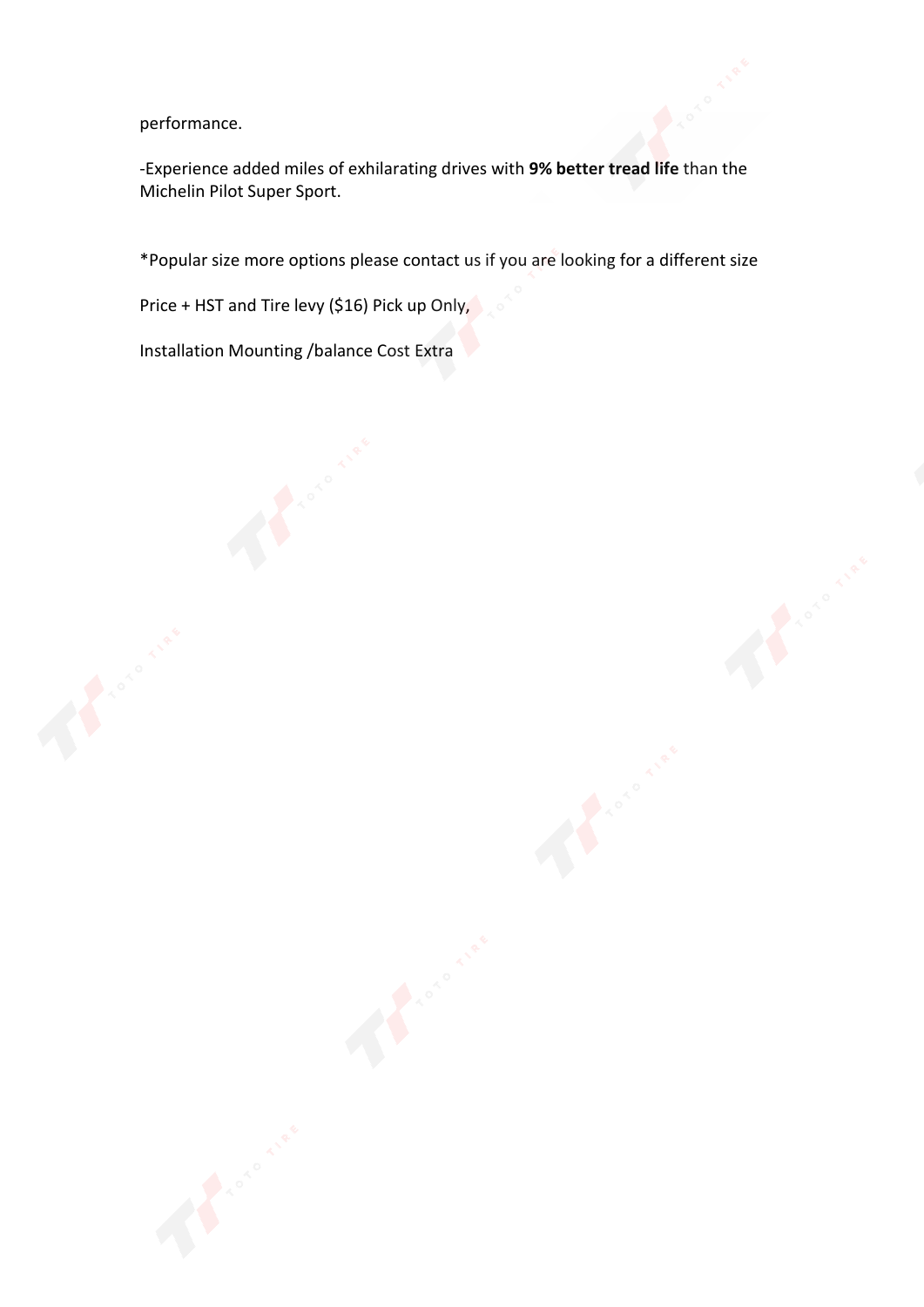performance.

-Experience added miles of exhilarating drives with **9% better tread life** than the Michelin Pilot Super Sport.

*Popular size more options please contact us if you are looking for a different size

Price + HST and Tire levy ($16) Pick up Only,

Installation Mounting /balance Cost Extra